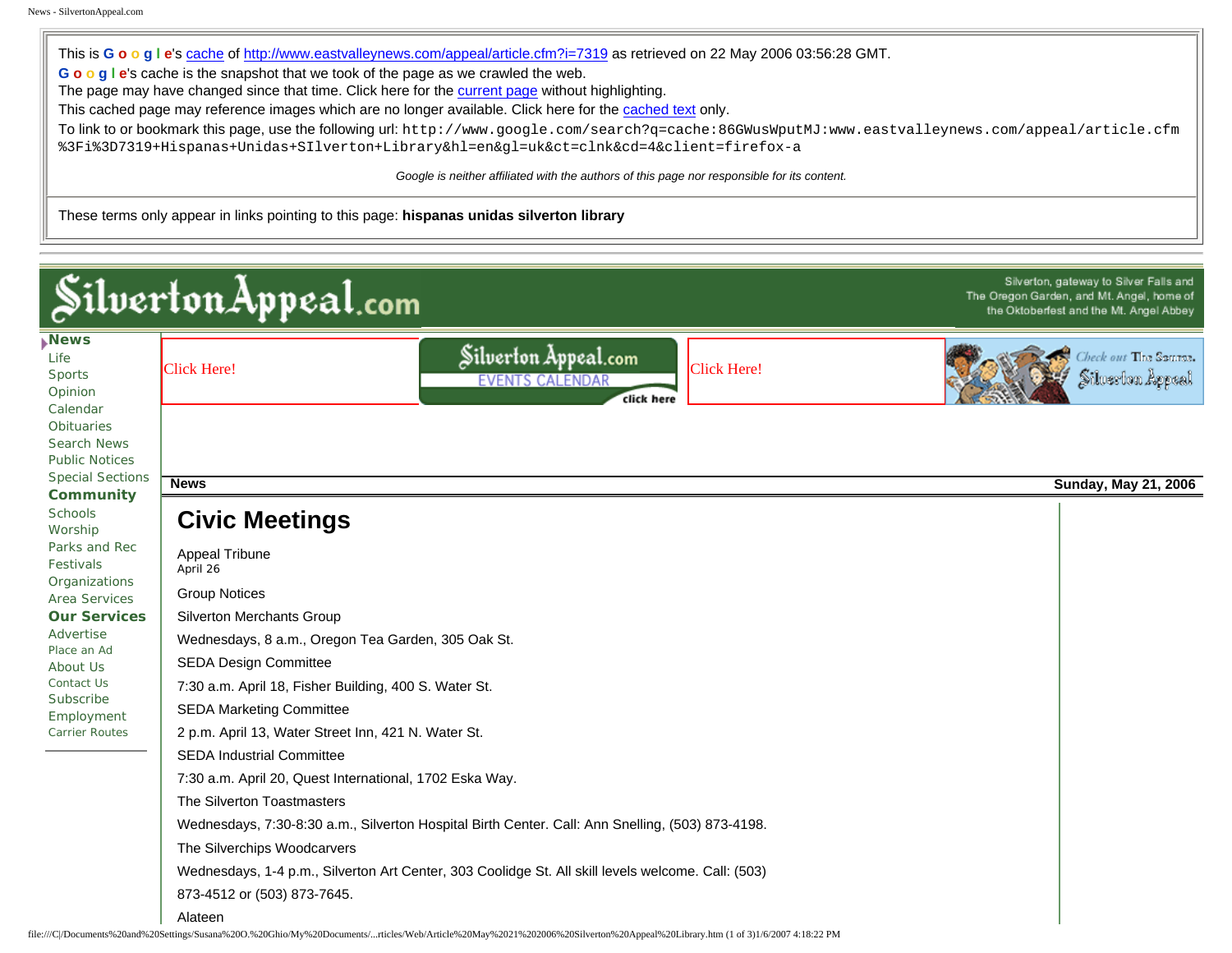This is **G o o g l e**'s [cache](#) of [http://www.eastvalleynews.com/appeal/article.cfm?i=7319](http://www.eastvalleynews.com/appeal/article.cfm?i=7319) as retrieved on 22 May 2006 03:56:28 GMT.

**G o o g l e**'s cache is the snapshot that we took of the page as we crawled the web.

The page may have changed since that time. Click here for the current page without highlighting.

This cached page may reference images which are no longer available. Click here for the cached text only.

To link to or bookmark this page, use the following url: `http://www.google.com/search?q=cache:86GWusWputMJ:www.eastvalleynews.com/appeal/article.cfm%3Fi%3D7319+Hispanas+Unidas+SIlverton+Library&hl=en&gl=uk&ct=clnk&cd=4&client=firefox-a`

*Google is neither affiliated with the authors of this page nor responsible for its content.*

These terms only appear in links pointing to this page: **hispanas unidas silverton library**

---

SilvertonAppeal.com

Silverton, gateway to Silver Falls and The Oregon Garden, and Mt. Angel, home of the Oktoberfest and the Mt. Angel Abbey

**News**
Life
Sports
Opinion
Calendar
Obituaries
Search News
Public Notices
Special Sections
**Community**
Schools
Worship
Parks and Rec
Festivals
Organizations
Area Services
**Our Services**
Advertise
Place an Ad
About Us
Contact Us
Subscribe
Employment
Carrier Routes

Click Here! | Silverton Appeal.com EVENTS CALENDAR click here | Click Here! | Check out The Scoop. Silverton Appeal

**News** — **Sunday, May 21, 2006**

# Civic Meetings

Appeal Tribune
April 26

Group Notices

Silverton Merchants Group

Wednesdays, 8 a.m., Oregon Tea Garden, 305 Oak St.

SEDA Design Committee

7:30 a.m. April 18, Fisher Building, 400 S. Water St.

SEDA Marketing Committee

2 p.m. April 13, Water Street Inn, 421 N. Water St.

SEDA Industrial Committee

7:30 a.m. April 20, Quest International, 1702 Eska Way.

The Silverton Toastmasters

Wednesdays, 7:30-8:30 a.m., Silverton Hospital Birth Center. Call: Ann Snelling, (503) 873-4198.

The Silverchips Woodcarvers

Wednesdays, 1-4 p.m., Silverton Art Center, 303 Coolidge St. All skill levels welcome. Call: (503) 873-4512 or (503) 873-7645.

Alateen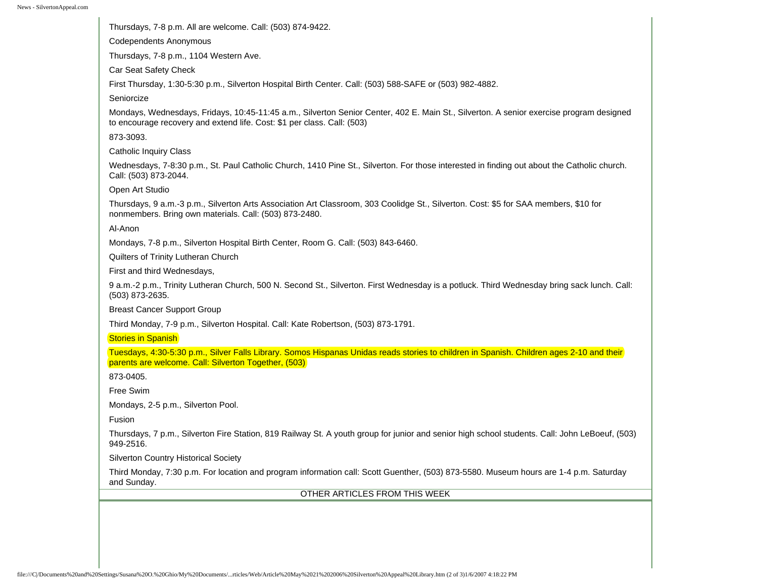Thursdays, 7-8 p.m. All are welcome. Call: (503) 874-9422.

Codependents Anonymous

Thursdays, 7-8 p.m., 1104 Western Ave.

Car Seat Safety Check

First Thursday, 1:30-5:30 p.m., Silverton Hospital Birth Center. Call: (503) 588-SAFE or (503) 982-4882.

Seniorcize

Mondays, Wednesdays, Fridays, 10:45-11:45 a.m., Silverton Senior Center, 402 E. Main St., Silverton. A senior exercise program designed to encourage recovery and extend life. Cost: $1 per class. Call: (503)

873-3093.

Catholic Inquiry Class

Wednesdays, 7-8:30 p.m., St. Paul Catholic Church, 1410 Pine St., Silverton. For those interested in finding out about the Catholic church. Call: (503) 873-2044.

Open Art Studio

Thursdays, 9 a.m.-3 p.m., Silverton Arts Association Art Classroom, 303 Coolidge St., Silverton. Cost: $5 for SAA members, $10 for nonmembers. Bring own materials. Call: (503) 873-2480.

Al-Anon

Mondays, 7-8 p.m., Silverton Hospital Birth Center, Room G. Call: (503) 843-6460.

Quilters of Trinity Lutheran Church

First and third Wednesdays,

9 a.m.-2 p.m., Trinity Lutheran Church, 500 N. Second St., Silverton. First Wednesday is a potluck. Third Wednesday bring sack lunch. Call: (503) 873-2635.

Breast Cancer Support Group

Third Monday, 7-9 p.m., Silverton Hospital. Call: Kate Robertson, (503) 873-1791.

Stories in Spanish

Tuesdays, 4:30-5:30 p.m., Silver Falls Library. Somos Hispanas Unidas reads stories to children in Spanish. Children ages 2-10 and their parents are welcome. Call: Silverton Together, (503)

873-0405.

Free Swim

Mondays, 2-5 p.m., Silverton Pool.

Fusion

Thursdays, 7 p.m., Silverton Fire Station, 819 Railway St. A youth group for junior and senior high school students. Call: John LeBoeuf, (503) 949-2516.

Silverton Country Historical Society

Third Monday, 7:30 p.m. For location and program information call: Scott Guenther, (503) 873-5580. Museum hours are 1-4 p.m. Saturday and Sunday.

OTHER ARTICLES FROM THIS WEEK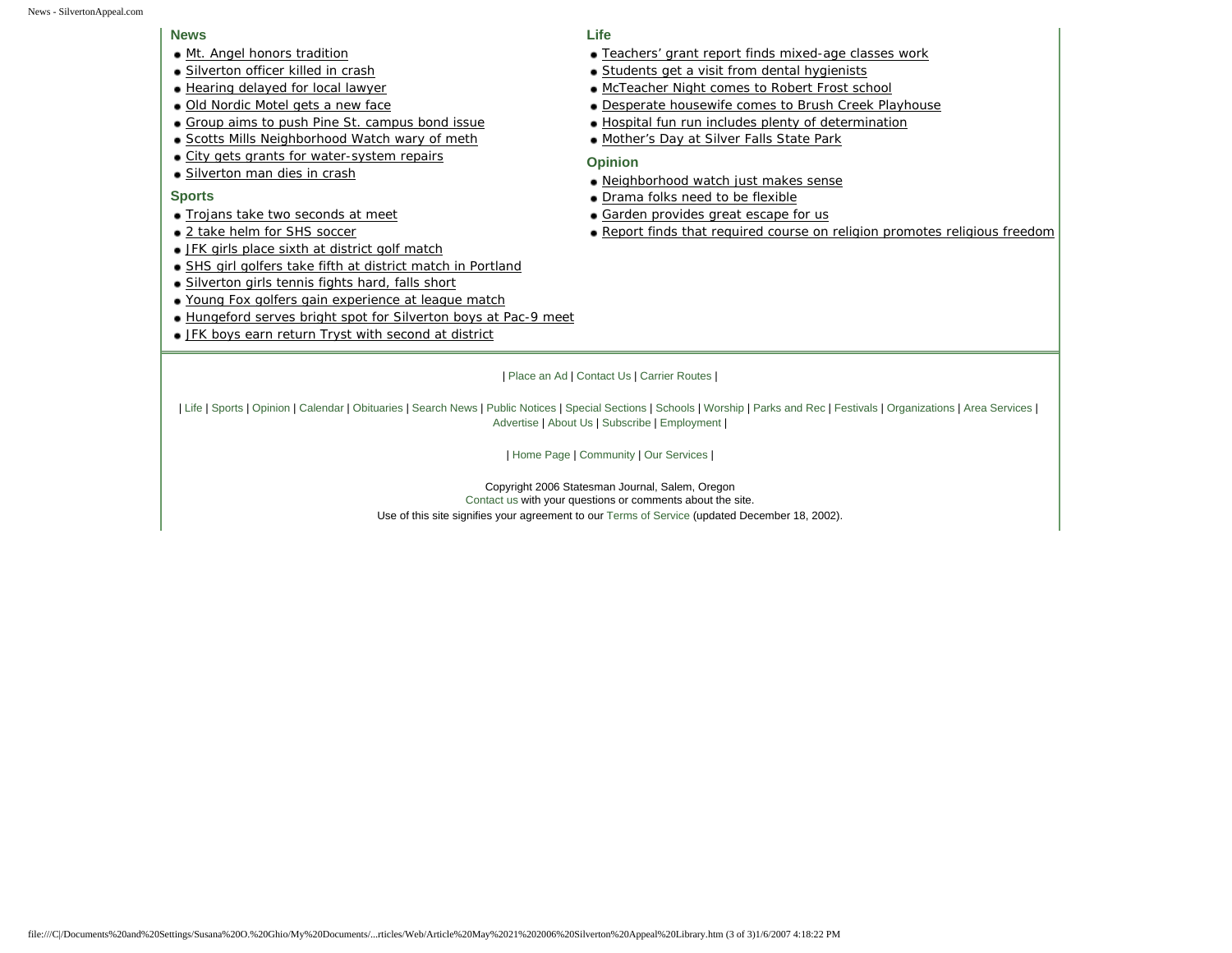### News

- Mt. Angel honors tradition
- Silverton officer killed in crash
- Hearing delayed for local lawyer
- Old Nordic Motel gets a new face
- Group aims to push Pine St. campus bond issue
- Scotts Mills Neighborhood Watch wary of meth
- City gets grants for water-system repairs
- Silverton man dies in crash

### Sports

- Trojans take two seconds at meet
- 2 take helm for SHS soccer
- JFK girls place sixth at district golf match
- SHS girl golfers take fifth at district match in Portland
- Silverton girls tennis fights hard, falls short
- Young Fox golfers gain experience at league match
- Hungeford serves bright spot for Silverton boys at Pac-9 meet
- JFK boys earn return Tryst with second at district

### Life

- Teachers' grant report finds mixed-age classes work
- Students get a visit from dental hygienists
- McTeacher Night comes to Robert Frost school
- Desperate housewife comes to Brush Creek Playhouse
- Hospital fun run includes plenty of determination
- Mother's Day at Silver Falls State Park

### Opinion

- Neighborhood watch just makes sense
- Drama folks need to be flexible
- Garden provides great escape for us
- Report finds that required course on religion promotes religious freedom

---

| Place an Ad | Contact Us | Carrier Routes |

| Life | Sports | Opinion | Calendar | Obituaries | Search News | Public Notices | Special Sections | Schools | Worship | Parks and Rec | Festivals | Organizations | Area Services | Advertise | About Us | Subscribe | Employment |

| Home Page | Community | Our Services |

Copyright 2006 Statesman Journal, Salem, Oregon
Contact us with your questions or comments about the site.
Use of this site signifies your agreement to our Terms of Service (updated December 18, 2002).